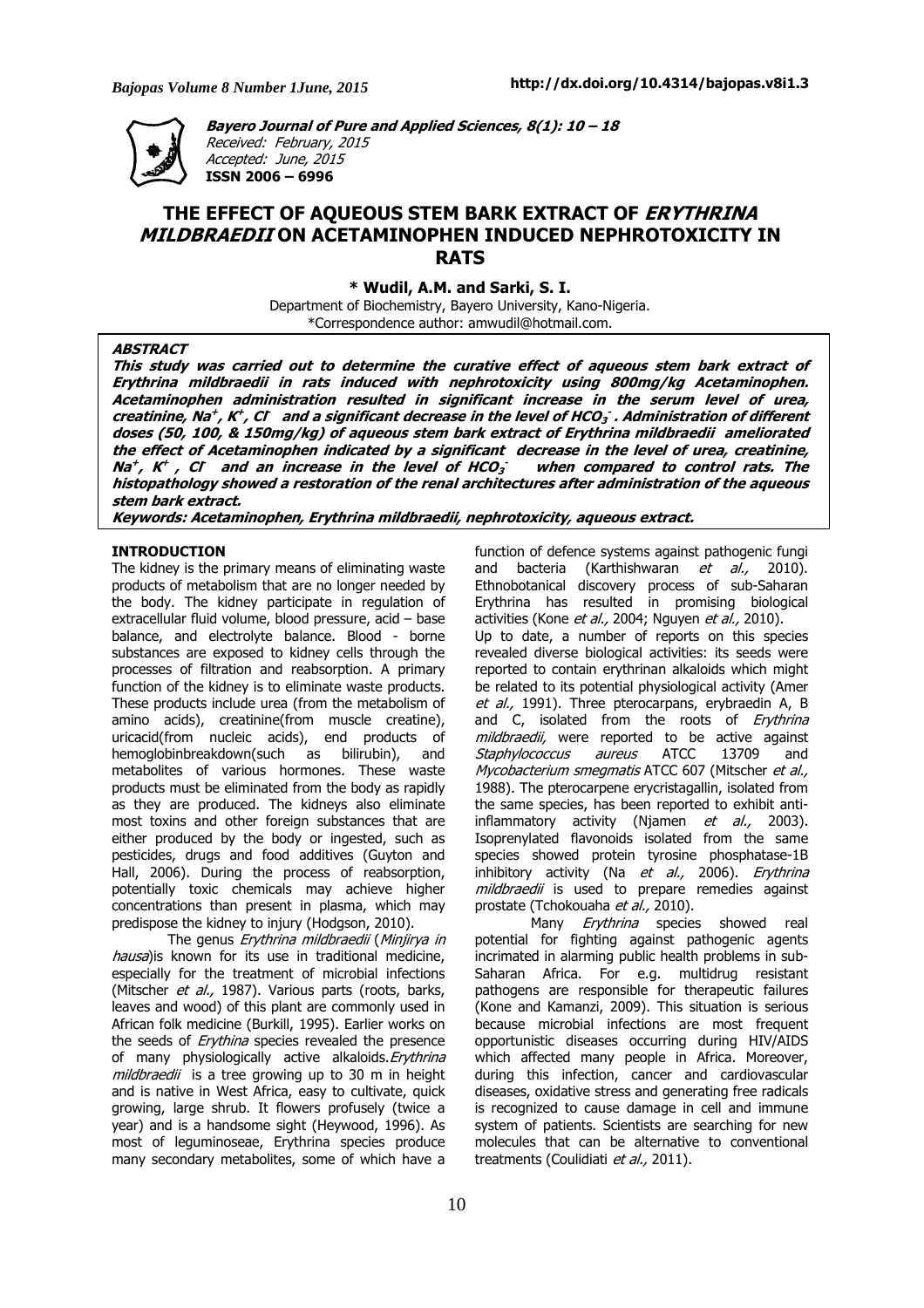**Bayero Journal of Pure and Applied Sciences, 8(1): 10 – 18**
*Received: February, 2015*
*Accepted: June, 2015*
**ISSN 2006 – 6996**

# THE EFFECT OF AQUEOUS STEM BARK EXTRACT OF *ERYTHRINA MILDBRAEDII* ON ACETAMINOPHEN INDUCED NEPHROTOXICITY IN RATS

**\* Wudil, A.M. and Sarki, S. I.**

Department of Biochemistry, Bayero University, Kano-Nigeria.
\*Correspondence author: amwudil@hotmail.com.

## ABSTRACT

**This study was carried out to determine the curative effect of aqueous stem bark extract of *Erythrina mildbraedii* in rats induced with nephrotoxicity using 800mg/kg Acetaminophen. Acetaminophen administration resulted in significant increase in the serum level of urea, creatinine, $Na^+$, $K^+$, $Cl^-$ and a significant decrease in the level of $HCO_3^-$. Administration of different doses (50, 100, & 150mg/kg) of aqueous stem bark extract of Erythrina mildbraedii ameliorated the effect of Acetaminophen indicated by a significant decrease in the level of urea, creatinine, $Na^+$, $K^+$, $Cl^-$ and an increase in the level of $HCO_3^-$ when compared to control rats. The histopathology showed a restoration of the renal architectures after administration of the aqueous stem bark extract.**

**Keywords: Acetaminophen, Erythrina mildbraedii, nephrotoxicity, aqueous extract.**

## INTRODUCTION

The kidney is the primary means of eliminating waste products of metabolism that are no longer needed by the body. The kidney participate in regulation of extracellular fluid volume, blood pressure, acid – base balance, and electrolyte balance. Blood - borne substances are exposed to kidney cells through the processes of filtration and reabsorption. A primary function of the kidney is to eliminate waste products. These products include urea (from the metabolism of amino acids), creatinine(from muscle creatine), uricacid(from nucleic acids), end products of hemoglobinbreakdown(such as bilirubin), and metabolites of various hormones. These waste products must be eliminated from the body as rapidly as they are produced. The kidneys also eliminate most toxins and other foreign substances that are either produced by the body or ingested, such as pesticides, drugs and food additives (Guyton and Hall, 2006). During the process of reabsorption, potentially toxic chemicals may achieve higher concentrations than present in plasma, which may predispose the kidney to injury (Hodgson, 2010).

The genus *Erythrina mildbraedii* (*Minjirya in hausa*)is known for its use in traditional medicine, especially for the treatment of microbial infections (Mitscher *et al.,* 1987). Various parts (roots, barks, leaves and wood) of this plant are commonly used in African folk medicine (Burkill, 1995). Earlier works on the seeds of *Erythina* species revealed the presence of many physiologically active alkaloids.*Erythrina mildbraedii* is a tree growing up to 30 m in height and is native in West Africa, easy to cultivate, quick growing, large shrub. It flowers profusely (twice a year) and is a handsome sight (Heywood, 1996). As most of leguminoseae, Erythrina species produce many secondary metabolites, some of which have a function of defence systems against pathogenic fungi and bacteria (Karthishwaran *et al.,* 2010). Ethnobotanical discovery process of sub-Saharan Erythrina has resulted in promising biological activities (Kone *et al.,* 2004; Nguyen *et al.,* 2010).

Up to date, a number of reports on this species revealed diverse biological activities: its seeds were reported to contain erythrinan alkaloids which might be related to its potential physiological activity (Amer *et al.,* 1991). Three pterocarpans, erybraedin A, B and C, isolated from the roots of *Erythrina mildbraedii,* were reported to be active against *Staphylococcus aureus* ATCC 13709 and *Mycobacterium smegmatis* ATCC 607 (Mitscher *et al.,* 1988). The pterocarpene erycristagallin, isolated from the same species, has been reported to exhibit anti-inflammatory activity (Njamen *et al.,* 2003). Isoprenylated flavonoids isolated from the same species showed protein tyrosine phosphatase-1B inhibitory activity (Na *et al.,* 2006). *Erythrina mildbraedii* is used to prepare remedies against prostate (Tchokouaha *et al.,* 2010).

Many *Erythrina* species showed real potential for fighting against pathogenic agents incrimated in alarming public health problems in sub-Saharan Africa. For e.g. multidrug resistant pathogens are responsible for therapeutic failures (Kone and Kamanzi, 2009). This situation is serious because microbial infections are most frequent opportunistic diseases occurring during HIV/AIDS which affected many people in Africa. Moreover, during this infection, cancer and cardiovascular diseases, oxidative stress and generating free radicals is recognized to cause damage in cell and immune system of patients. Scientists are searching for new molecules that can be alternative to conventional treatments (Coulidiati *et al.,* 2011).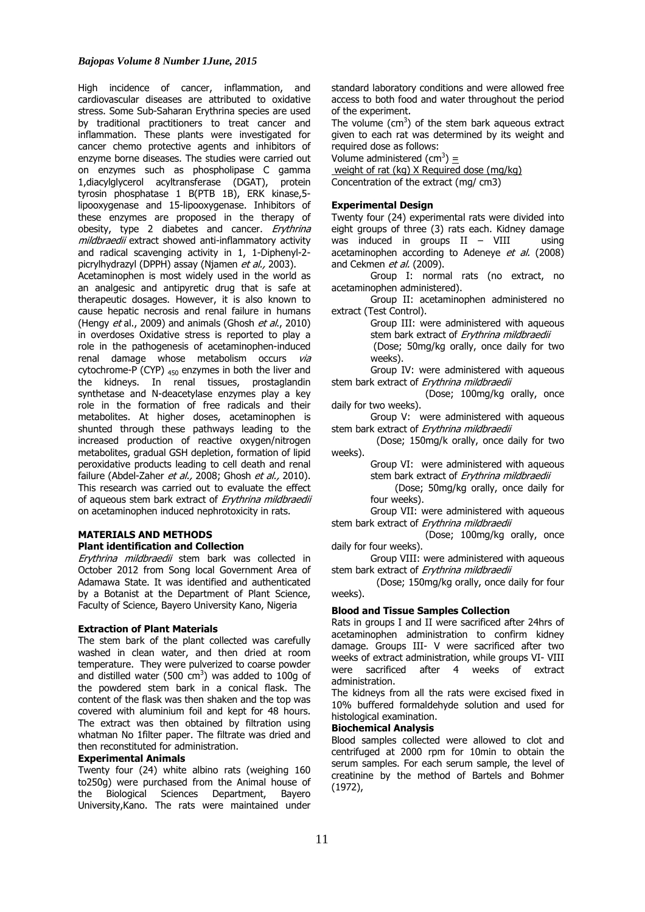High incidence of cancer, inflammation, and cardiovascular diseases are attributed to oxidative stress. Some Sub-Saharan Erythrina species are used by traditional practitioners to treat cancer and inflammation. These plants were investigated for cancer chemo protective agents and inhibitors of enzyme borne diseases. The studies were carried out on enzymes such as phospholipase C gamma 1,diacylglycerol acyltransferase (DGAT), protein tyrosin phosphatase 1 B(PTB 1B), ERK kinase,5-lipooxygenase and 15-lipooxygenase. Inhibitors of these enzymes are proposed in the therapy of obesity, type 2 diabetes and cancer. *Erythrina mildbraedii* extract showed anti-inflammatory activity and radical scavenging activity in 1, 1-Diphenyl-2-picrylhydrazyl (DPPH) assay (Njamen *et al.,* 2003).

Acetaminophen is most widely used in the world as an analgesic and antipyretic drug that is safe at therapeutic dosages. However, it is also known to cause hepatic necrosis and renal failure in humans (Hengy *et* al., 2009) and animals (Ghosh *et al.*, 2010) in overdoses Oxidative stress is reported to play a role in the pathogenesis of acetaminophen-induced renal damage whose metabolism occurs *via* cytochrome-P (CYP) $_{450}$ enzymes in both the liver and the kidneys. In renal tissues, prostaglandin synthetase and N-deacetylase enzymes play a key role in the formation of free radicals and their metabolites. At higher doses, acetaminophen is shunted through these pathways leading to the increased production of reactive oxygen/nitrogen metabolites, gradual GSH depletion, formation of lipid peroxidative products leading to cell death and renal failure (Abdel-Zaher *et al.,* 2008; Ghosh *et al.,* 2010). This research was carried out to evaluate the effect of aqueous stem bark extract of *Erythrina mildbraedii* on acetaminophen induced nephrotoxicity in rats.

## MATERIALS AND METHODS

### Plant identification and Collection

*Erythrina mildbraedii* stem bark was collected in October 2012 from Song local Government Area of Adamawa State. It was identified and authenticated by a Botanist at the Department of Plant Science, Faculty of Science, Bayero University Kano, Nigeria

### Extraction of Plant Materials

The stem bark of the plant collected was carefully washed in clean water, and then dried at room temperature. They were pulverized to coarse powder and distilled water (500 $cm^3$) was added to 100g of the powdered stem bark in a conical flask. The content of the flask was then shaken and the top was covered with aluminium foil and kept for 48 hours. The extract was then obtained by filtration using whatman No 1filter paper. The filtrate was dried and then reconstituted for administration.

### Experimental Animals

Twenty four (24) white albino rats (weighing 160 to250g) were purchased from the Animal house of the Biological Sciences Department, Bayero University,Kano. The rats were maintained under standard laboratory conditions and were allowed free access to both food and water throughout the period of the experiment.

The volume ($cm^3$) of the stem bark aqueous extract given to each rat was determined by its weight and required dose as follows:

$$\text{Volume administered } (cm^3) = \frac{\text{weight of rat (kg) X Required dose (mg/kg)}}{\text{Concentration of the extract (mg/ cm3)}}$$

### Experimental Design

Twenty four (24) experimental rats were divided into eight groups of three (3) rats each. Kidney damage was induced in groups II – VIII using acetaminophen according to Adeneye *et al.* (2008) and Cekmen *et al.* (2009).

Group I: normal rats (no extract, no acetaminophen administered).

Group II: acetaminophen administered no extract (Test Control).

Group III: were administered with aqueous stem bark extract of *Erythrina mildbraedii* (Dose; 50mg/kg orally, once daily for two weeks).

Group IV: were administered with aqueous stem bark extract of *Erythrina mildbraedii* (Dose; 100mg/kg orally, once daily for two weeks).

Group V: were administered with aqueous stem bark extract of *Erythrina mildbraedii* (Dose; 150mg/k orally, once daily for two weeks).

Group VI: were administered with aqueous stem bark extract of *Erythrina mildbraedii* (Dose; 50mg/kg orally, once daily for four weeks).

Group VII: were administered with aqueous stem bark extract of *Erythrina mildbraedii* (Dose; 100mg/kg orally, once daily for four weeks).

Group VIII: were administered with aqueous stem bark extract of *Erythrina mildbraedii* (Dose; 150mg/kg orally, once daily for four weeks).

### Blood and Tissue Samples Collection

Rats in groups I and II were sacrificed after 24hrs of acetaminophen administration to confirm kidney damage. Groups III- V were sacrificed after two weeks of extract administration, while groups VI- VIII were sacrificed after 4 weeks of extract administration.

The kidneys from all the rats were excised fixed in 10% buffered formaldehyde solution and used for histological examination.

### Biochemical Analysis

Blood samples collected were allowed to clot and centrifuged at 2000 rpm for 10min to obtain the serum samples. For each serum sample, the level of creatinine by the method of Bartels and Bohmer (1972),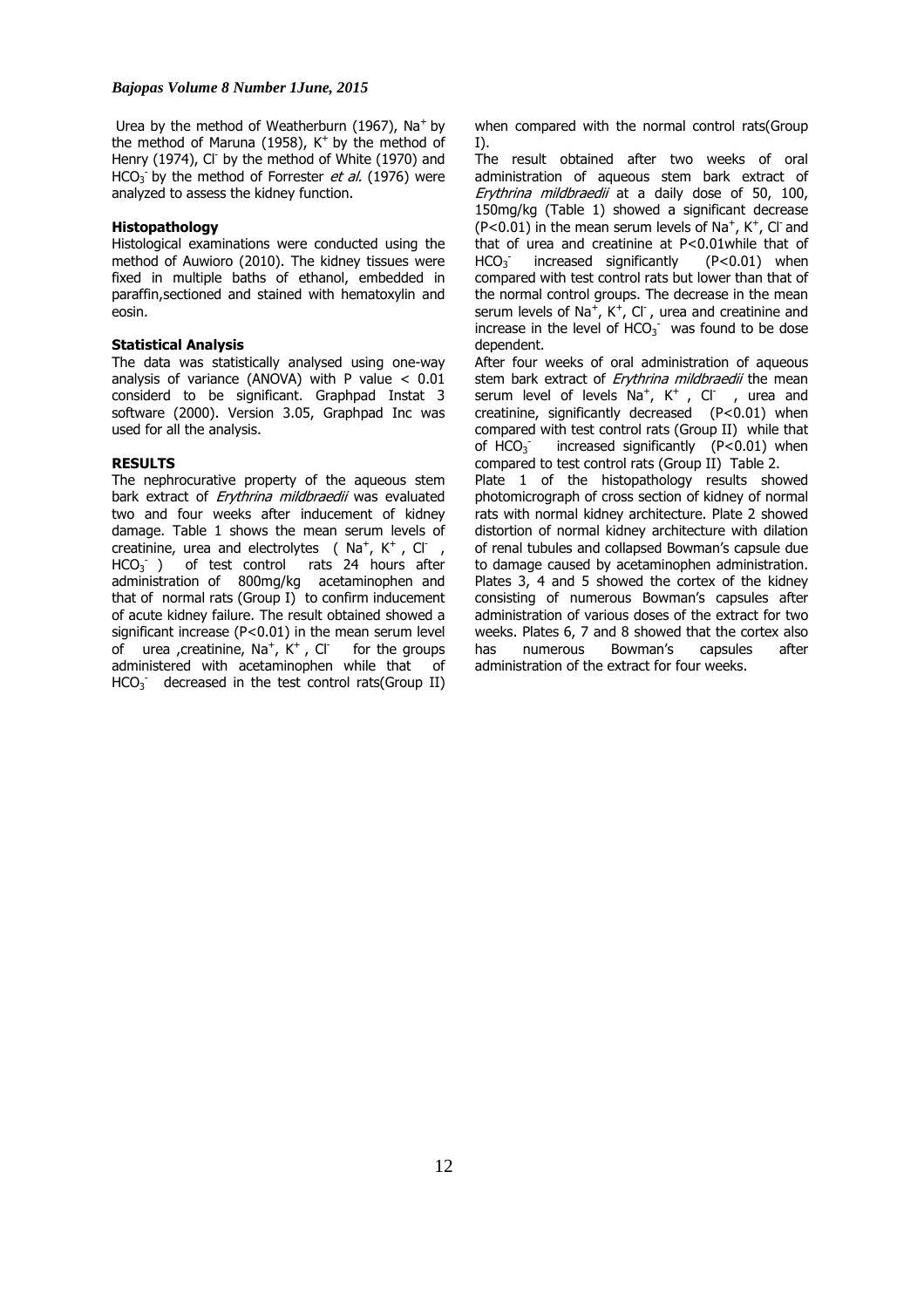Urea by the method of Weatherburn (1967), $Na^+$ by the method of Maruna (1958), $K^+$ by the method of Henry (1974), $Cl^-$ by the method of White (1970) and $HCO_3^-$ by the method of Forrester *et al.* (1976) were analyzed to assess the kidney function.

**Histopathology**

Histological examinations were conducted using the method of Auwioro (2010). The kidney tissues were fixed in multiple baths of ethanol, embedded in paraffin,sectioned and stained with hematoxylin and eosin.

**Statistical Analysis**

The data was statistically analysed using one-way analysis of variance (ANOVA) with P value < 0.01 considerd to be significant. Graphpad Instat 3 software (2000). Version 3.05, Graphpad Inc was used for all the analysis.

**RESULTS**

The nephrocurative property of the aqueous stem bark extract of *Erythrina mildbraedii* was evaluated two and four weeks after inducement of kidney damage. Table 1 shows the mean serum levels of creatinine, urea and electrolytes ( $Na^+$, $K^+$ , $Cl^-$ , $HCO_3^-$ ) of test control rats 24 hours after administration of 800mg/kg acetaminophen and that of normal rats (Group I) to confirm inducement of acute kidney failure. The result obtained showed a significant increase ($P<0.01$) in the mean serum level of urea ,creatinine, $Na^+$, $K^+$ , $Cl^-$ for the groups administered with acetaminophen while that of $HCO_3^-$ decreased in the test control rats(Group II) when compared with the normal control rats(Group I).

The result obtained after two weeks of oral administration of aqueous stem bark extract of *Erythrina mildbraedii* at a daily dose of 50, 100, 150mg/kg (Table 1) showed a significant decrease ($P<0.01$) in the mean serum levels of $Na^+$, $K^+$, $Cl^-$ and that of urea and creatinine at $P<0.01$while that of $HCO_3^-$ increased significantly ($P<0.01$) when compared with test control rats but lower than that of the normal control groups. The decrease in the mean serum levels of $Na^+$, $K^+$, $Cl^-$, urea and creatinine and increase in the level of $HCO_3^-$ was found to be dose dependent.

After four weeks of oral administration of aqueous stem bark extract of *Erythrina mildbraedii* the mean serum level of levels $Na^+$, $K^+$ , $Cl^-$ , urea and creatinine, significantly decreased ($P<0.01$) when compared with test control rats (Group II) while that of $HCO_3^-$ increased significantly ($P<0.01$) when compared to test control rats (Group II) Table 2.

Plate 1 of the histopathology results showed photomicrograph of cross section of kidney of normal rats with normal kidney architecture. Plate 2 showed distortion of normal kidney architecture with dilation of renal tubules and collapsed Bowman's capsule due to damage caused by acetaminophen administration. Plates 3, 4 and 5 showed the cortex of the kidney consisting of numerous Bowman's capsules after administration of various doses of the extract for two weeks. Plates 6, 7 and 8 showed that the cortex also has numerous Bowman's capsules after administration of the extract for four weeks.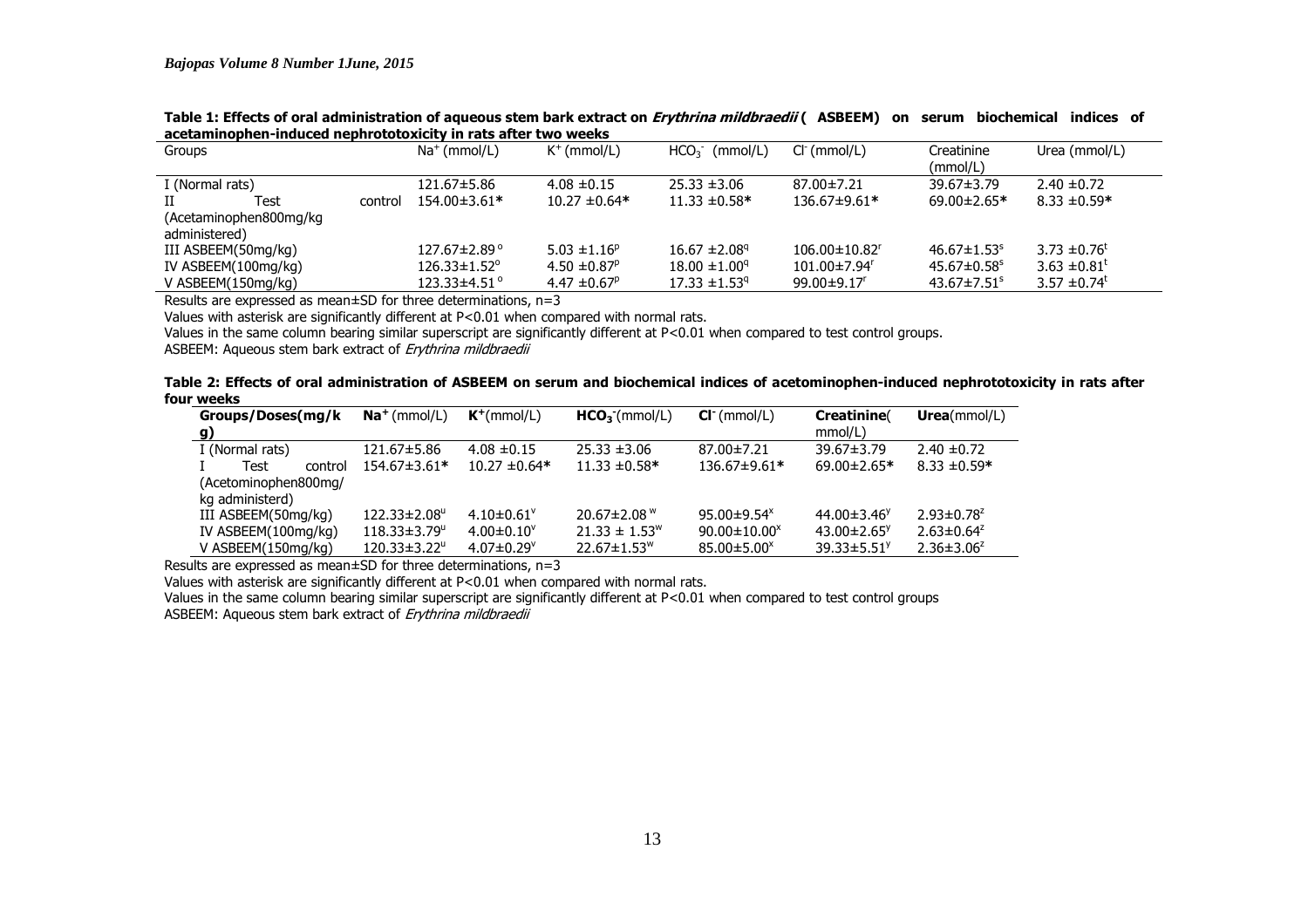**Table 1: Effects of oral administration of aqueous stem bark extract on *Erythrina mildbraedii* ( ASBEEM) on serum biochemical indices of acetaminophen-induced nephrototoxicity in rats after two weeks**

| Groups | $Na^+$ (mmol/L) | $K^+$ (mmol/L) | $HCO_3^-$ (mmol/L) | $Cl^-$ (mmol/L) | Creatinine (mmol/L) | Urea (mmol/L) |
|---|---|---|---|---|---|---|
| I (Normal rats) | 121.67±5.86 | 4.08 ±0.15 | 25.33 ±3.06 | 87.00±7.21 | 39.67±3.79 | 2.40 ±0.72 |
| II Test control (Acetaminophen800mg/kg administered) | 154.00±3.61* | 10.27 ±0.64* | 11.33 ±0.58* | 136.67±9.61* | 69.00±2.65* | 8.33 ±0.59* |
| III ASBEEM(50mg/kg) | $127.67±2.89^{o}$ | $5.03 ±1.16^{p}$ | $16.67 ±2.08^{q}$ | $106.00±10.82^{r}$ | $46.67±1.53^{s}$ | $3.73 ±0.76^{t}$ |
| IV ASBEEM(100mg/kg) | $126.33±1.52^{o}$ | $4.50 ±0.87^{p}$ | $18.00 ±1.00^{q}$ | $101.00±7.94^{r}$ | $45.67±0.58^{s}$ | $3.63 ±0.81^{t}$ |
| V ASBEEM(150mg/kg) | $123.33±4.51^{o}$ | $4.47 ±0.67^{p}$ | $17.33 ±1.53^{q}$ | $99.00±9.17^{r}$ | $43.67±7.51^{s}$ | $3.57 ±0.74^{t}$ |

Results are expressed as mean±SD for three determinations, n=3

Values with asterisk are significantly different at P<0.01 when compared with normal rats.

Values in the same column bearing similar superscript are significantly different at P<0.01 when compared to test control groups.

ASBEEM: Aqueous stem bark extract of *Erythrina mildbraedii*

**Table 2: Effects of oral administration of ASBEEM on serum and biochemical indices of acetominophen-induced nephrototoxicity in rats after four weeks**

| **Groups/Doses(mg/kg)** | **$Na^+$** (mmol/L) | **$K^+$**(mmol/L) | **$HCO_3^-$**(mmol/L) | **$Cl^-$** (mmol/L) | **Creatinine**(mmol/L) | **Urea**(mmol/L) |
|---|---|---|---|---|---|---|
| I (Normal rats) | 121.67±5.86 | 4.08 ±0.15 | 25.33 ±3.06 | 87.00±7.21 | 39.67±3.79 | 2.40 ±0.72 |
| I Test control (Acetominophen800mg/kg administerd) | 154.67±3.61* | 10.27 ±0.64* | 11.33 ±0.58* | 136.67±9.61* | 69.00±2.65* | 8.33 ±0.59* |
| III ASBEEM(50mg/kg) | $122.33±2.08^{u}$ | $4.10±0.61^{v}$ | $20.67±2.08^{w}$ | $95.00±9.54^{x}$ | $44.00±3.46^{y}$ | $2.93±0.78^{z}$ |
| IV ASBEEM(100mg/kg) | $118.33±3.79^{u}$ | $4.00±0.10^{v}$ | $21.33 ± 1.53^{w}$ | $90.00±10.00^{x}$ | $43.00±2.65^{y}$ | $2.63±0.64^{z}$ |
| V ASBEEM(150mg/kg) | $120.33±3.22^{u}$ | $4.07±0.29^{v}$ | $22.67±1.53^{w}$ | $85.00±5.00^{x}$ | $39.33±5.51^{y}$ | $2.36±3.06^{z}$ |

Results are expressed as mean±SD for three determinations, n=3

Values with asterisk are significantly different at P<0.01 when compared with normal rats.

Values in the same column bearing similar superscript are significantly different at P<0.01 when compared to test control groups

ASBEEM: Aqueous stem bark extract of *Erythrina mildbraedii*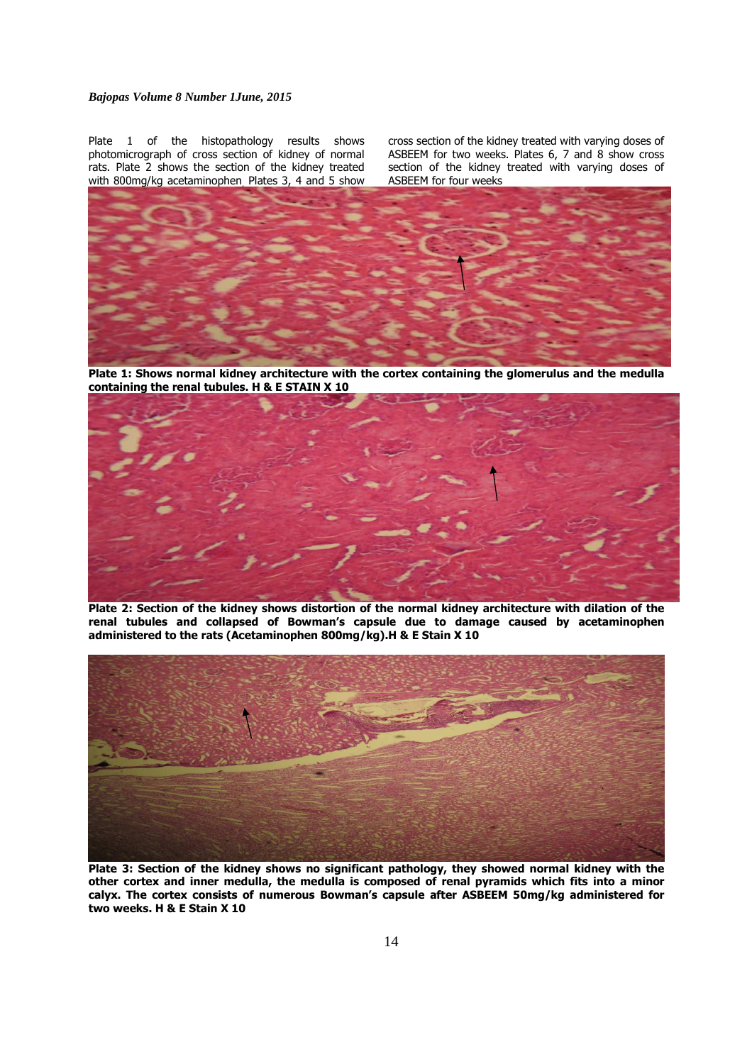Plate 1 of the histopathology results shows photomicrograph of cross section of kidney of normal rats. Plate 2 shows the section of the kidney treated with 800mg/kg acetaminophen. Plates 3, 4 and 5 show cross section of the kidney treated with varying doses of ASBEEM for two weeks. Plates 6, 7 and 8 show cross section of the kidney treated with varying doses of ASBEEM for four weeks

**Plate 1: Shows normal kidney architecture with the cortex containing the glomerulus and the medulla containing the renal tubules. H & E STAIN X 10**

**Plate 2: Section of the kidney shows distortion of the normal kidney architecture with dilation of the renal tubules and collapsed of Bowman's capsule due to damage caused by acetaminophen administered to the rats (Acetaminophen 800mg/kg).H & E Stain X 10**

**Plate 3: Section of the kidney shows no significant pathology, they showed normal kidney with the other cortex and inner medulla, the medulla is composed of renal pyramids which fits into a minor calyx. The cortex consists of numerous Bowman's capsule after ASBEEM 50mg/kg administered for two weeks. H & E Stain X 10**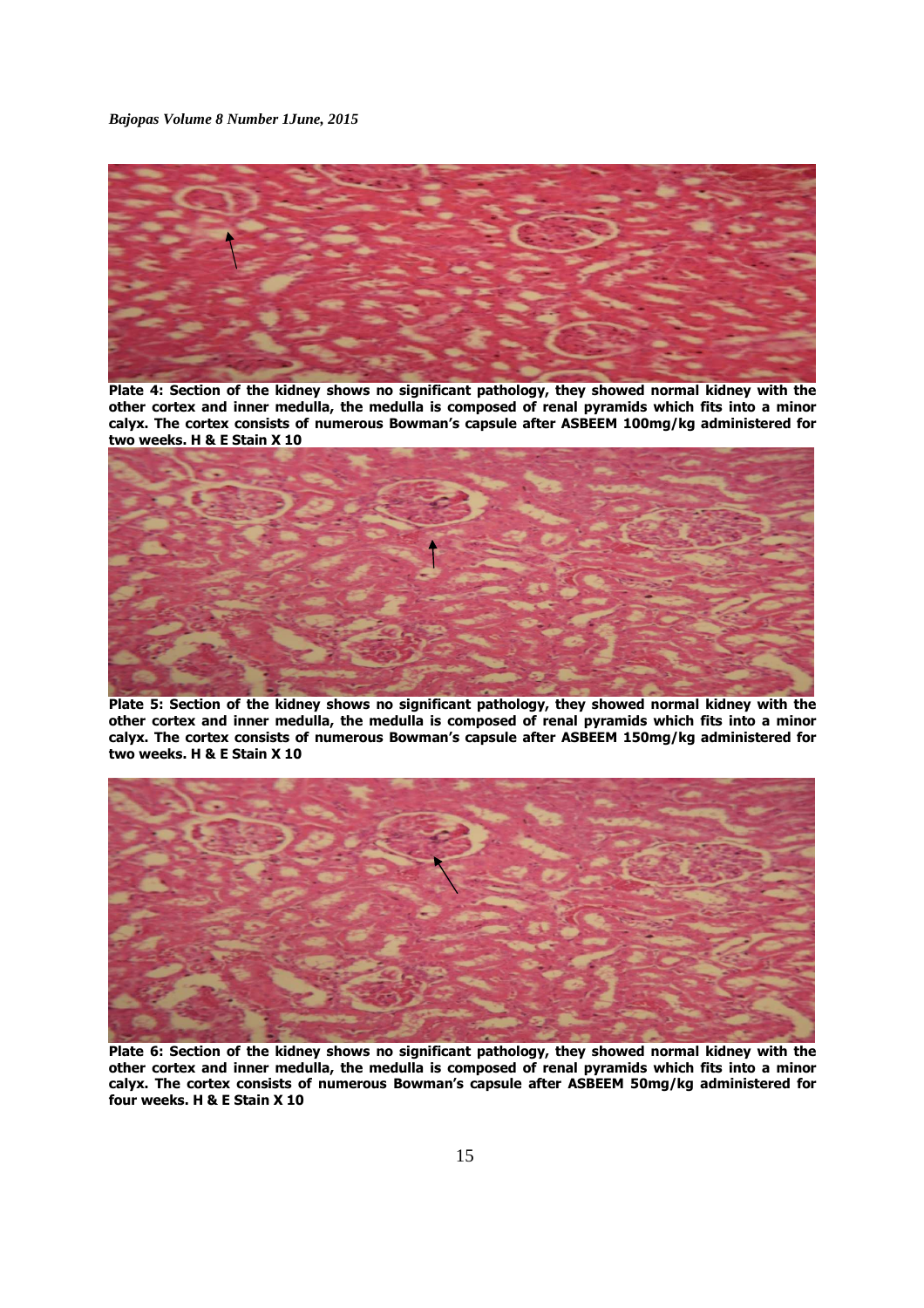**Plate 4: Section of the kidney shows no significant pathology, they showed normal kidney with the other cortex and inner medulla, the medulla is composed of renal pyramids which fits into a minor calyx. The cortex consists of numerous Bowman's capsule after ASBEEM 100mg/kg administered for two weeks. H & E Stain X 10**

**Plate 5: Section of the kidney shows no significant pathology, they showed normal kidney with the other cortex and inner medulla, the medulla is composed of renal pyramids which fits into a minor calyx. The cortex consists of numerous Bowman's capsule after ASBEEM 150mg/kg administered for two weeks. H & E Stain X 10**

**Plate 6: Section of the kidney shows no significant pathology, they showed normal kidney with the other cortex and inner medulla, the medulla is composed of renal pyramids which fits into a minor calyx. The cortex consists of numerous Bowman's capsule after ASBEEM 50mg/kg administered for four weeks. H & E Stain X 10**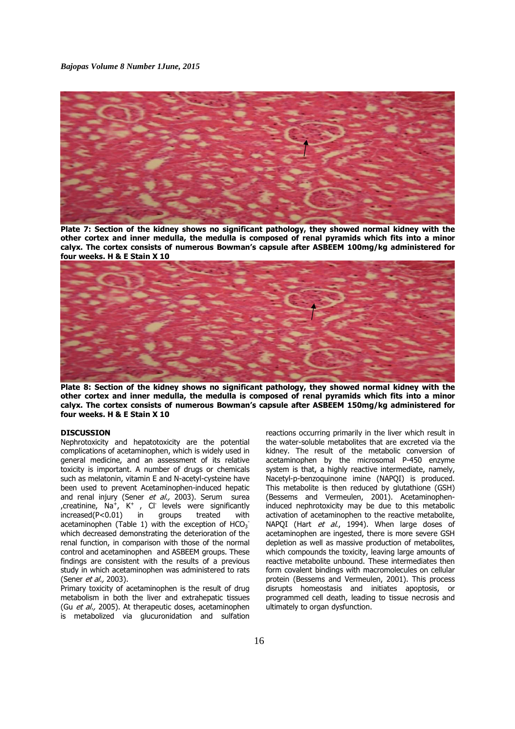**Plate 7: Section of the kidney shows no significant pathology, they showed normal kidney with the other cortex and inner medulla, the medulla is composed of renal pyramids which fits into a minor calyx. The cortex consists of numerous Bowman's capsule after ASBEEM 100mg/kg administered for four weeks. H & E Stain X 10**

**Plate 8: Section of the kidney shows no significant pathology, they showed normal kidney with the other cortex and inner medulla, the medulla is composed of renal pyramids which fits into a minor calyx. The cortex consists of numerous Bowman's capsule after ASBEEM 150mg/kg administered for four weeks. H & E Stain X 10**

## DISCUSSION

Nephrotoxicity and hepatotoxicity are the potential complications of acetaminophen, which is widely used in general medicine, and an assessment of its relative toxicity is important. A number of drugs or chemicals such as melatonin, vitamin E and N-acetyl-cysteine have been used to prevent Acetaminophen-induced hepatic and renal injury (Sener *et al.,* 2003). Serum surea ,creatinine, $Na^{+}$, $K^{+}$ , $Cl^{-}$ levels were significantly increased(P<0.01) in groups treated with acetaminophen (Table 1) with the exception of $HCO_3^{-}$ which decreased demonstrating the deterioration of the renal function, in comparison with those of the normal control and acetaminophen and ASBEEM groups. These findings are consistent with the results of a previous study in which acetaminophen was administered to rats (Sener *et al.,* 2003).

Primary toxicity of acetaminophen is the result of drug metabolism in both the liver and extrahepatic tissues (Gu *et al.,* 2005). At therapeutic doses, acetaminophen is metabolized via glucuronidation and sulfation reactions occurring primarily in the liver which result in the water-soluble metabolites that are excreted via the kidney. The result of the metabolic conversion of acetaminophen by the microsomal P-450 enzyme system is that, a highly reactive intermediate, namely, Nacetyl-p-benzoquinone imine (NAPQI) is produced. This metabolite is then reduced by glutathione (GSH) (Bessems and Vermeulen, 2001). Acetaminophen-induced nephrotoxicity may be due to this metabolic activation of acetaminophen to the reactive metabolite, NAPQI (Hart *et al.*, 1994). When large doses of acetaminophen are ingested, there is more severe GSH depletion as well as massive production of metabolites, which compounds the toxicity, leaving large amounts of reactive metabolite unbound. These intermediates then form covalent bindings with macromolecules on cellular protein (Bessems and Vermeulen, 2001). This process disrupts homeostasis and initiates apoptosis, or programmed cell death, leading to tissue necrosis and ultimately to organ dysfunction.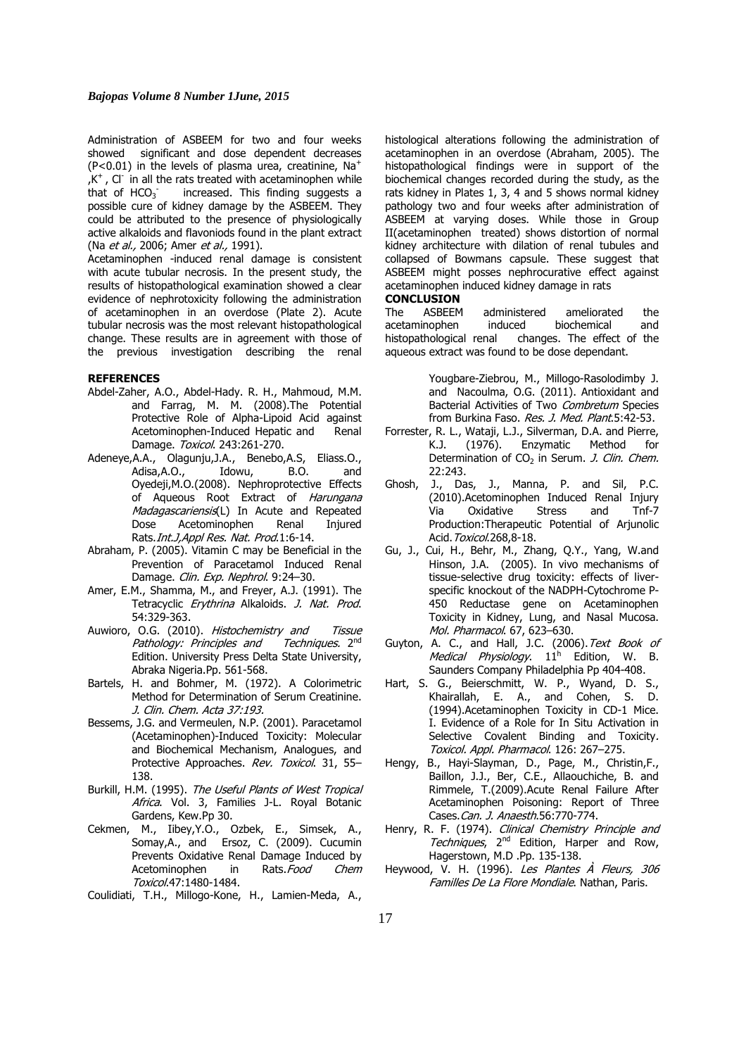Administration of ASBEEM for two and four weeks showed significant and dose dependent decreases ($P<0.01$) in the levels of plasma urea, creatinine, $Na^+$ ,$K^+$ , $Cl^-$ in all the rats treated with acetaminophen while that of $HCO_3^-$ increased. This finding suggests a possible cure of kidney damage by the ASBEEM. They could be attributed to the presence of physiologically active alkaloids and flavoniods found in the plant extract (Na *et al.,* 2006; Amer *et al.,* 1991).

Acetaminophen -induced renal damage is consistent with acute tubular necrosis. In the present study, the results of histopathological examination showed a clear evidence of nephrotoxicity following the administration of acetaminophen in an overdose (Plate 2). Acute tubular necrosis was the most relevant histopathological change. These results are in agreement with those of the previous investigation describing the renal histological alterations following the administration of acetaminophen in an overdose (Abraham, 2005). The histopathological findings were in support of the biochemical changes recorded during the study, as the rats kidney in Plates 1, 3, 4 and 5 shows normal kidney pathology two and four weeks after administration of ASBEEM at varying doses. While those in Group II(acetaminophen treated) shows distortion of normal kidney architecture with dilation of renal tubules and collapsed of Bowmans capsule. These suggest that ASBEEM might posses nephrocurative effect against acetaminophen induced kidney damage in rats

## CONCLUSION

The ASBEEM administered ameliorated the acetaminophen induced biochemical and histopathological renal changes. The effect of the aqueous extract was found to be dose dependant.

## REFERENCES

- Abdel-Zaher, A.O., Abdel-Hady. R. H., Mahmoud, M.M. and Farrag, M. M. (2008).The Potential Protective Role of Alpha-Lipoid Acid against Acetominophen-Induced Hepatic and Renal Damage. *Toxicol.* 243:261-270.
- Adeneye,A.A., Olagunju,J.A., Benebo,A.S, Eliass.O., Adisa,A.O., Idowu, B.O. and Oyedeji,M.O.(2008). Nephroprotective Effects of Aqueous Root Extract of *Harungana Madagascariensis*(L) In Acute and Repeated Dose Acetominophen Renal Injured Rats.*Int.J,Appl Res. Nat. Prod.*1:6-14.
- Abraham, P. (2005). Vitamin C may be Beneficial in the Prevention of Paracetamol Induced Renal Damage. *Clin. Exp. Nephrol.* 9:24–30.
- Amer, E.M., Shamma, M., and Freyer, A.J. (1991). The Tetracyclic *Erythrina* Alkaloids. *J. Nat. Prod.* 54:329-363.
- Auwioro, O.G. (2010). *Histochemistry and Tissue Pathology: Principles and Techniques.* 2nd Edition. University Press Delta State University, Abraka Nigeria.Pp. 561-568.
- Bartels, H. and Bohmer, M. (1972). A Colorimetric Method for Determination of Serum Creatinine. *J. Clin. Chem. Acta 37:193.*
- Bessems, J.G. and Vermeulen, N.P. (2001). Paracetamol (Acetaminophen)-Induced Toxicity: Molecular and Biochemical Mechanism, Analogues, and Protective Approaches. *Rev. Toxicol.* 31, 55–138.
- Burkill, H.M. (1995). *The Useful Plants of West Tropical Africa.* Vol. 3, Families J-L. Royal Botanic Gardens, Kew.Pp 30.
- Cekmen, M., Iibey,Y.O., Ozbek, E., Simsek, A., Somay,A., and Ersoz, C. (2009). Cucumin Prevents Oxidative Renal Damage Induced by Acetominophen in Rats.*Food Chem Toxicol.*47:1480-1484.
- Coulidiati, T.H., Millogo-Kone, H., Lamien-Meda, A., Yougbare-Ziebrou, M., Millogo-Rasolodimby J. and Nacoulma, O.G. (2011). Antioxidant and Bacterial Activities of Two *Combretum* Species from Burkina Faso. *Res. J. Med. Plant.*5:42-53.
- Forrester, R. L., Wataji, L.J., Silverman, D.A. and Pierre, K.J. (1976). Enzymatic Method for Determination of $CO_2$ in Serum. *J. Clin. Chem.* 22:243.
- Ghosh, J., Das, J., Manna, P. and Sil, P.C. (2010).Acetominophen Induced Renal Injury Via Oxidative Stress and Tnf-7 Production:Therapeutic Potential of Arjunolic Acid.*Toxicol.*268,8-18.
- Gu, J., Cui, H., Behr, M., Zhang, Q.Y., Yang, W.and Hinson, J.A. (2005). In vivo mechanisms of tissue-selective drug toxicity: effects of liver-specific knockout of the NADPH-Cytochrome P-450 Reductase gene on Acetaminophen Toxicity in Kidney, Lung, and Nasal Mucosa. *Mol. Pharmacol.* 67, 623–630.
- Guyton, A. C., and Hall, J.C. (2006).*Text Book of Medical Physiology.* 11h Edition, W. B. Saunders Company Philadelphia Pp 404-408.
- Hart, S. G., Beierschmitt, W. P., Wyand, D. S., Khairallah, E. A., and Cohen, S. D. (1994).Acetaminophen Toxicity in CD-1 Mice. I. Evidence of a Role for In Situ Activation in Selective Covalent Binding and Toxicity. *Toxicol. Appl. Pharmacol.* 126: 267–275.
- Hengy, B., Hayi-Slayman, D., Page, M., Christin,F., Baillon, J.J., Ber, C.E., Allaouchiche, B. and Rimmele, T.(2009).Acute Renal Failure After Acetaminophen Poisoning: Report of Three Cases.*Can. J. Anaesth.*56:770-774.
- Henry, R. F. (1974). *Clinical Chemistry Principle and Techniques,* 2nd Edition, Harper and Row, Hagerstown, M.D .Pp. 135-138.
- Heywood, V. H. (1996). *Les Plantes À Fleurs, 306 Familles De La Flore Mondiale.* Nathan, Paris.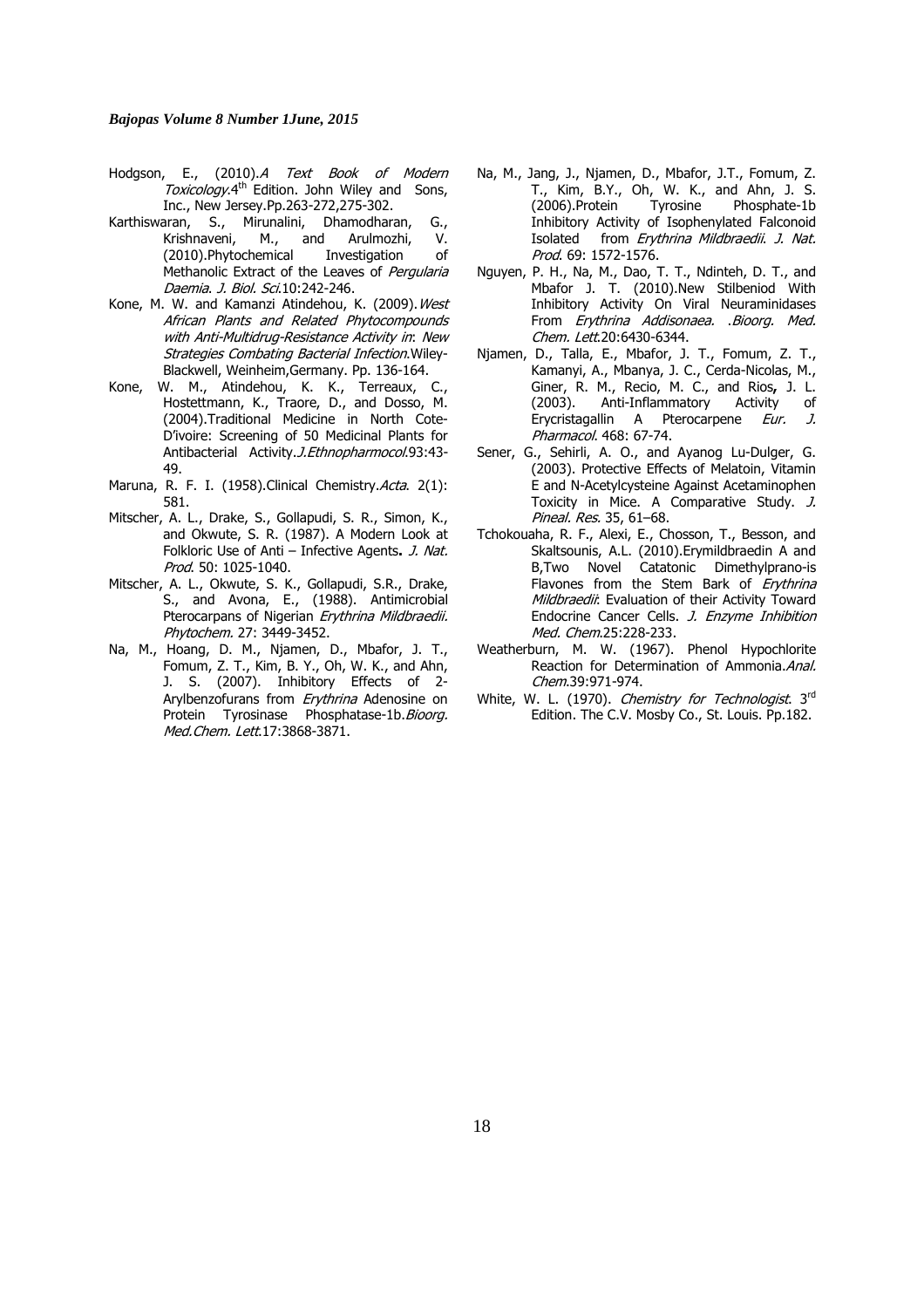Hodgson, E., (2010).*A Text Book of Modern Toxicology*.4th Edition. John Wiley and Sons, Inc., New Jersey.Pp.263-272,275-302.

Karthiswaran, S., Mirunalini, Dhamodharan, G., Krishnaveni, M., and Arulmozhi, V. (2010).Phytochemical Investigation of Methanolic Extract of the Leaves of *Pergularia Daemia*. *J. Biol. Sci.*10:242-246.

Kone, M. W. and Kamanzi Atindehou, K. (2009).*West African Plants and Related Phytocompounds with Anti-Multidrug-Resistance Activity in*: *New Strategies Combating Bacterial Infection.*Wiley-Blackwell, Weinheim,Germany. Pp. 136-164.

Kone, W. M., Atindehou, K. K., Terreaux, C., Hostettmann, K., Traore, D., and Dosso, M. (2004).Traditional Medicine in North Cote-D'ivoire: Screening of 50 Medicinal Plants for Antibacterial Activity.*J.Ethnopharmocol.*93:43-49.

Maruna, R. F. I. (1958).Clinical Chemistry.*Acta*. 2(1): 581.

Mitscher, A. L., Drake, S., Gollapudi, S. R., Simon, K., and Okwute, S. R. (1987). A Modern Look at Folkloric Use of Anti – Infective Agents**.** *J. Nat. Prod*. 50: 1025-1040.

Mitscher, A. L., Okwute, S. K., Gollapudi, S.R., Drake, S., and Avona, E., (1988). Antimicrobial Pterocarpans of Nigerian *Erythrina Mildbraedii. Phytochem.* 27: 3449-3452.

Na, M., Hoang, D. M., Njamen, D., Mbafor, J. T., Fomum, Z. T., Kim, B. Y., Oh, W. K., and Ahn, J. S. (2007). Inhibitory Effects of 2-Arylbenzofurans from *Erythrina* Adenosine on Protein Tyrosinase Phosphatase-1b.*Bioorg. Med.Chem. Lett.*17:3868-3871.

Na, M., Jang, J., Njamen, D., Mbafor, J.T., Fomum, Z. T., Kim, B.Y., Oh, W. K., and Ahn, J. S. (2006).Protein Tyrosine Phosphate-1b Inhibitory Activity of Isophenylated Falconoid Isolated from *Erythrina Mildbraedii*. *J. Nat. Prod*. 69: 1572-1576.

Nguyen, P. H., Na, M., Dao, T. T., Ndinteh, D. T., and Mbafor J. T. (2010).New Stilbeniod With Inhibitory Activity On Viral Neuraminidases From *Erythrina Addisonaea*. .*Bioorg. Med. Chem. Lett.*20:6430-6344.

Njamen, D., Talla, E., Mbafor, J. T., Fomum, Z. T., Kamanyi, A., Mbanya, J. C., Cerda-Nicolas, M., Giner, R. M., Recio, M. C., and Rios**,** J. L. (2003). Anti-Inflammatory Activity of Erycristagallin A Pterocarpene *Eur. J. Pharmacol*. 468: 67-74.

Sener, G., Sehirli, A. O., and Ayanog Lu-Dulger, G. (2003). Protective Effects of Melatoin, Vitamin E and N-Acetylcysteine Against Acetaminophen Toxicity in Mice. A Comparative Study. *J. Pineal. Res*. 35, 61–68.

Tchokouaha, R. F., Alexi, E., Chosson, T., Besson, and Skaltsounis, A.L. (2010).Erymildbraedin A and B,Two Novel Catatonic Dimethylprano-is Flavones from the Stem Bark of *Erythrina Mildbraedii*: Evaluation of their Activity Toward Endocrine Cancer Cells. *J. Enzyme Inhibition Med. Chem.*25:228-233.

Weatherburn, M. W. (1967). Phenol Hypochlorite Reaction for Determination of Ammonia.*Anal. Chem.*39:971-974.

White, W. L. (1970). *Chemistry for Technologist*. 3rd Edition. The C.V. Mosby Co., St. Louis. Pp.182.